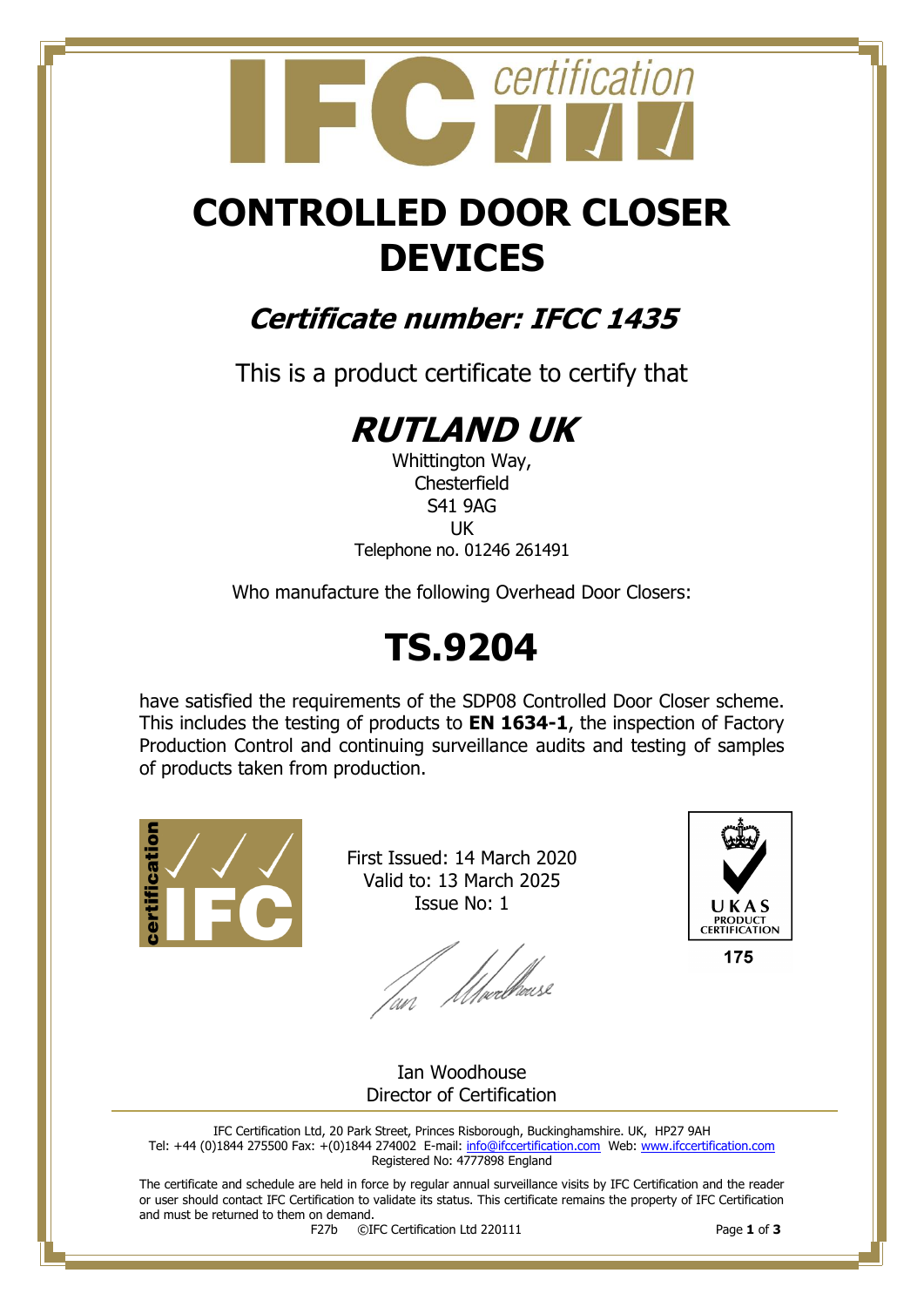# CONTROLLED DOOR CLOSER DEVICES

## *Certificate number: IFCC 1435*

This is a product certificate to certify that

# *RUTLAND UK*

Whittington Way,
Chesterfield
S41 9AG
UK
Telephone no. 01246 261491

Who manufacture the following Overhead Door Closers:

# TS.9204

have satisfied the requirements of the SDP08 Controlled Door Closer scheme. This includes the testing of products to **EN 1634-1**, the inspection of Factory Production Control and continuing surveillance audits and testing of samples of products taken from production.

First Issued: 14 March 2020
Valid to: 13 March 2025
Issue No: 1

UKAS PRODUCT CERTIFICATION
175

Ian Woodhouse
Director of Certification

IFC Certification Ltd, 20 Park Street, Princes Risborough, Buckinghamshire. UK, HP27 9AH
Tel: +44 (0)1844 275500 Fax: +(0)1844 274002 E-mail: info@ifccertification.com Web: www.ifccertification.com
Registered No: 4777898 England

The certificate and schedule are held in force by regular annual surveillance visits by IFC Certification and the reader or user should contact IFC Certification to validate its status. This certificate remains the property of IFC Certification and must be returned to them on demand.

F27b ©IFC Certification Ltd 220111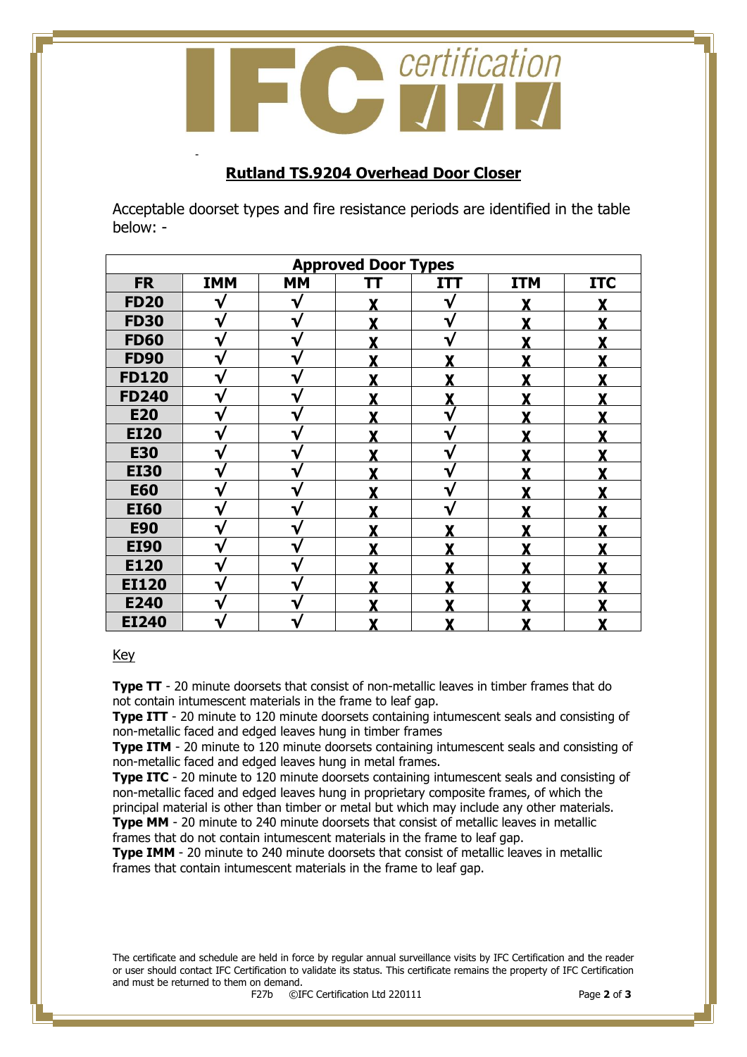## Rutland TS.9204 Overhead Door Closer

Acceptable doorset types and fire resistance periods are identified in the table below: -

| Approved Door Types | | | | | | |
|---|---|---|---|---|---|---|
| **FR** | **IMM** | **MM** | **TT** | **ITT** | **ITM** | **ITC** |
| **FD20** | √ | √ | X | √ | X | X |
| **FD30** | √ | √ | X | √ | X | X |
| **FD60** | √ | √ | X | √ | X | X |
| **FD90** | √ | √ | X | X | X | X |
| **FD120** | √ | √ | X | X | X | X |
| **FD240** | √ | √ | X | X | X | X |
| **E20** | √ | √ | X | √ | X | X |
| **EI20** | √ | √ | X | √ | X | X |
| **E30** | √ | √ | X | √ | X | X |
| **EI30** | √ | √ | X | √ | X | X |
| **E60** | √ | √ | X | √ | X | X |
| **EI60** | √ | √ | X | √ | X | X |
| **E90** | √ | √ | X | X | X | X |
| **EI90** | √ | √ | X | X | X | X |
| **E120** | √ | √ | X | X | X | X |
| **EI120** | √ | √ | X | X | X | X |
| **E240** | √ | √ | X | X | X | X |
| **EI240** | √ | √ | X | X | X | X |

Key

**Type TT** - 20 minute doorsets that consist of non-metallic leaves in timber frames that do not contain intumescent materials in the frame to leaf gap.
**Type ITT** - 20 minute to 120 minute doorsets containing intumescent seals and consisting of non-metallic faced and edged leaves hung in timber frames
**Type ITM** - 20 minute to 120 minute doorsets containing intumescent seals and consisting of non-metallic faced and edged leaves hung in metal frames.
**Type ITC** - 20 minute to 120 minute doorsets containing intumescent seals and consisting of non-metallic faced and edged leaves hung in proprietary composite frames, of which the principal material is other than timber or metal but which may include any other materials.
**Type MM** - 20 minute to 240 minute doorsets that consist of metallic leaves in metallic frames that do not contain intumescent materials in the frame to leaf gap.
**Type IMM** - 20 minute to 240 minute doorsets that consist of metallic leaves in metallic frames that contain intumescent materials in the frame to leaf gap.

The certificate and schedule are held in force by regular annual surveillance visits by IFC Certification and the reader or user should contact IFC Certification to validate its status. This certificate remains the property of IFC Certification and must be returned to them on demand.

F27b ©IFC Certification Ltd 220111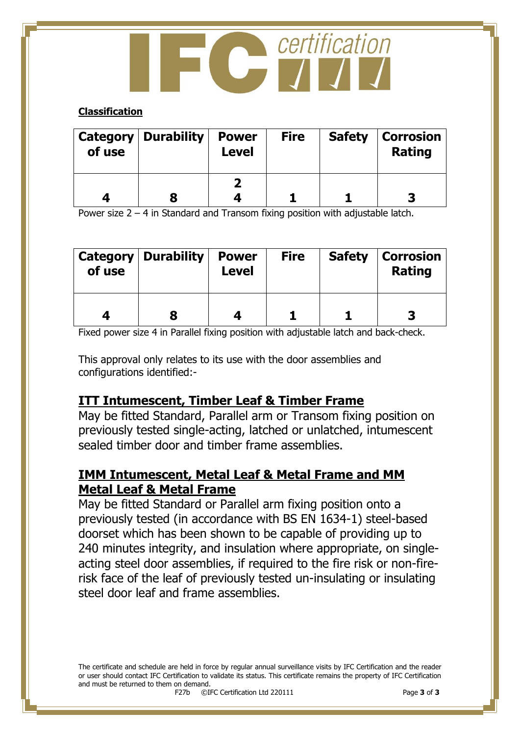**Classification**

| Category of use | Durability | Power Level | Fire | Safety | Corrosion Rating |
|---|---|---|---|---|---|
| 4 | 8 | 2<br>4 | 1 | 1 | 3 |

Power size 2 – 4 in Standard and Transom fixing position with adjustable latch.

| Category of use | Durability | Power Level | Fire | Safety | Corrosion Rating |
|---|---|---|---|---|---|
| 4 | 8 | 4 | 1 | 1 | 3 |

Fixed power size 4 in Parallel fixing position with adjustable latch and back-check.

This approval only relates to its use with the door assemblies and configurations identified:-

## ITT Intumescent, Timber Leaf & Timber Frame

May be fitted Standard, Parallel arm or Transom fixing position on previously tested single-acting, latched or unlatched, intumescent sealed timber door and timber frame assemblies.

## IMM Intumescent, Metal Leaf & Metal Frame and MM Metal Leaf & Metal Frame

May be fitted Standard or Parallel arm fixing position onto a previously tested (in accordance with BS EN 1634-1) steel-based doorset which has been shown to be capable of providing up to 240 minutes integrity, and insulation where appropriate, on single-acting steel door assemblies, if required to the fire risk or non-fire-risk face of the leaf of previously tested un-insulating or insulating steel door leaf and frame assemblies.

The certificate and schedule are held in force by regular annual surveillance visits by IFC Certification and the reader or user should contact IFC Certification to validate its status. This certificate remains the property of IFC Certification and must be returned to them on demand.

F27b ©IFC Certification Ltd 220111